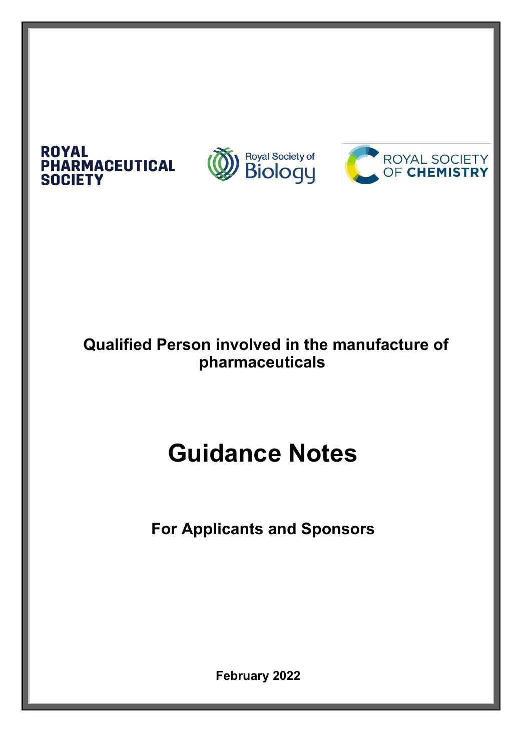ROYAL PHARMACEUTICAL SOCIETY

Royal Society of Biology

ROYAL SOCIETY OF CHEMISTRY

## Qualified Person involved in the manufacture of pharmaceuticals

# Guidance Notes

## For Applicants and Sponsors

**February 2022**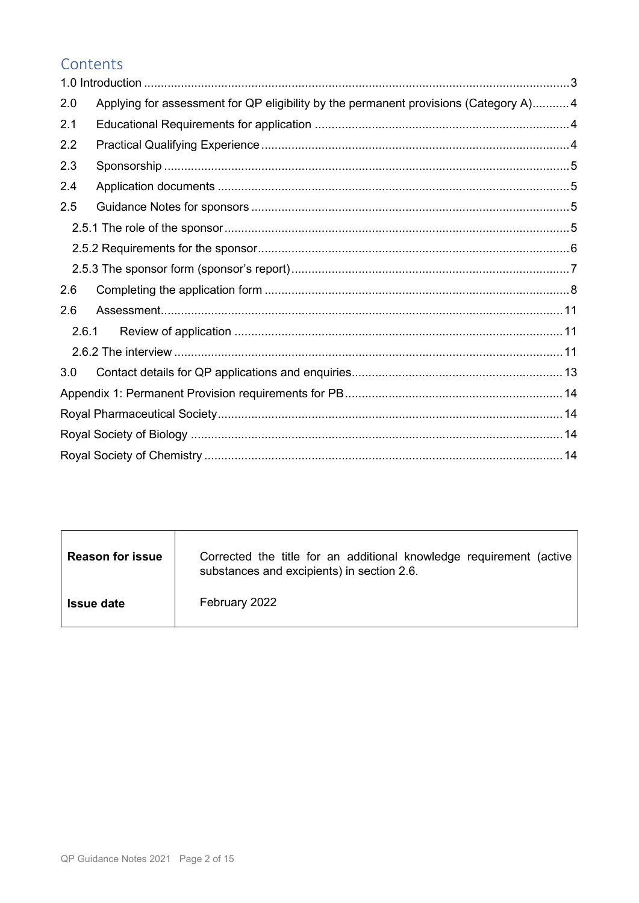## Contents

1.0 Introduction ........................................................................................................3

2.0 Applying for assessment for QP eligibility by the permanent provisions (Category A)...........4

2.1 Educational Requirements for application ............................................................4

2.2 Practical Qualifying Experience ............................................................................4

2.3 Sponsorship ..........................................................................................................5

2.4 Application documents ........................................................................................5

2.5 Guidance Notes for sponsors ...............................................................................5

2.5.1 The role of the sponsor ......................................................................................5

2.5.2 Requirements for the sponsor ............................................................................6

2.5.3 The sponsor form (sponsor's report) ...................................................................7

2.6 Completing the application form ..........................................................................8

2.6 Assessment ...........................................................................................................11

2.6.1 Review of application .........................................................................................11

2.6.2 The interview ......................................................................................................11

3.0 Contact details for QP applications and enquiries.................................................13

Appendix 1: Permanent Provision requirements for PB ............................................14

Royal Pharmaceutical Society ......................................................................................14

Royal Society of Biology ...............................................................................................14

Royal Society of Chemistry ...........................................................................................14

| **Reason for issue** | Corrected the title for an additional knowledge requirement (active substances and excipients) in section 2.6. |
| --- | --- |
| **Issue date** | February 2022 |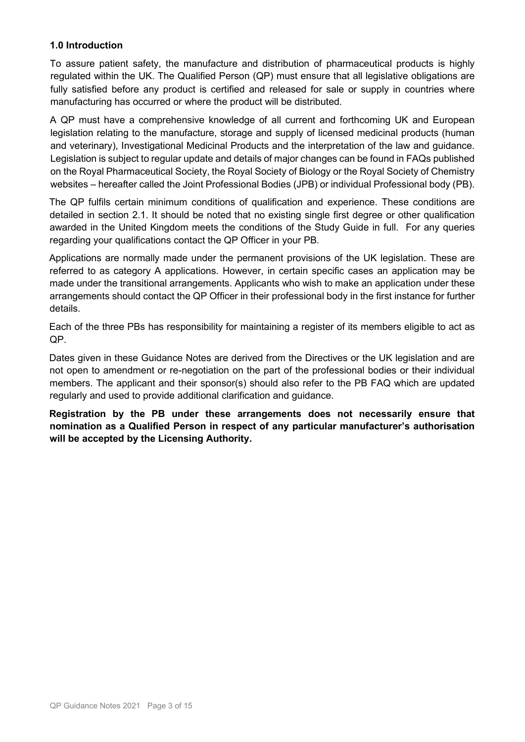## 1.0 Introduction

To assure patient safety, the manufacture and distribution of pharmaceutical products is highly regulated within the UK. The Qualified Person (QP) must ensure that all legislative obligations are fully satisfied before any product is certified and released for sale or supply in countries where manufacturing has occurred or where the product will be distributed.

A QP must have a comprehensive knowledge of all current and forthcoming UK and European legislation relating to the manufacture, storage and supply of licensed medicinal products (human and veterinary), Investigational Medicinal Products and the interpretation of the law and guidance. Legislation is subject to regular update and details of major changes can be found in FAQs published on the Royal Pharmaceutical Society, the Royal Society of Biology or the Royal Society of Chemistry websites – hereafter called the Joint Professional Bodies (JPB) or individual Professional body (PB).

The QP fulfils certain minimum conditions of qualification and experience. These conditions are detailed in section 2.1. It should be noted that no existing single first degree or other qualification awarded in the United Kingdom meets the conditions of the Study Guide in full. For any queries regarding your qualifications contact the QP Officer in your PB.

Applications are normally made under the permanent provisions of the UK legislation. These are referred to as category A applications. However, in certain specific cases an application may be made under the transitional arrangements. Applicants who wish to make an application under these arrangements should contact the QP Officer in their professional body in the first instance for further details.

Each of the three PBs has responsibility for maintaining a register of its members eligible to act as QP.

Dates given in these Guidance Notes are derived from the Directives or the UK legislation and are not open to amendment or re-negotiation on the part of the professional bodies or their individual members. The applicant and their sponsor(s) should also refer to the PB FAQ which are updated regularly and used to provide additional clarification and guidance.

**Registration by the PB under these arrangements does not necessarily ensure that nomination as a Qualified Person in respect of any particular manufacturer's authorisation will be accepted by the Licensing Authority.**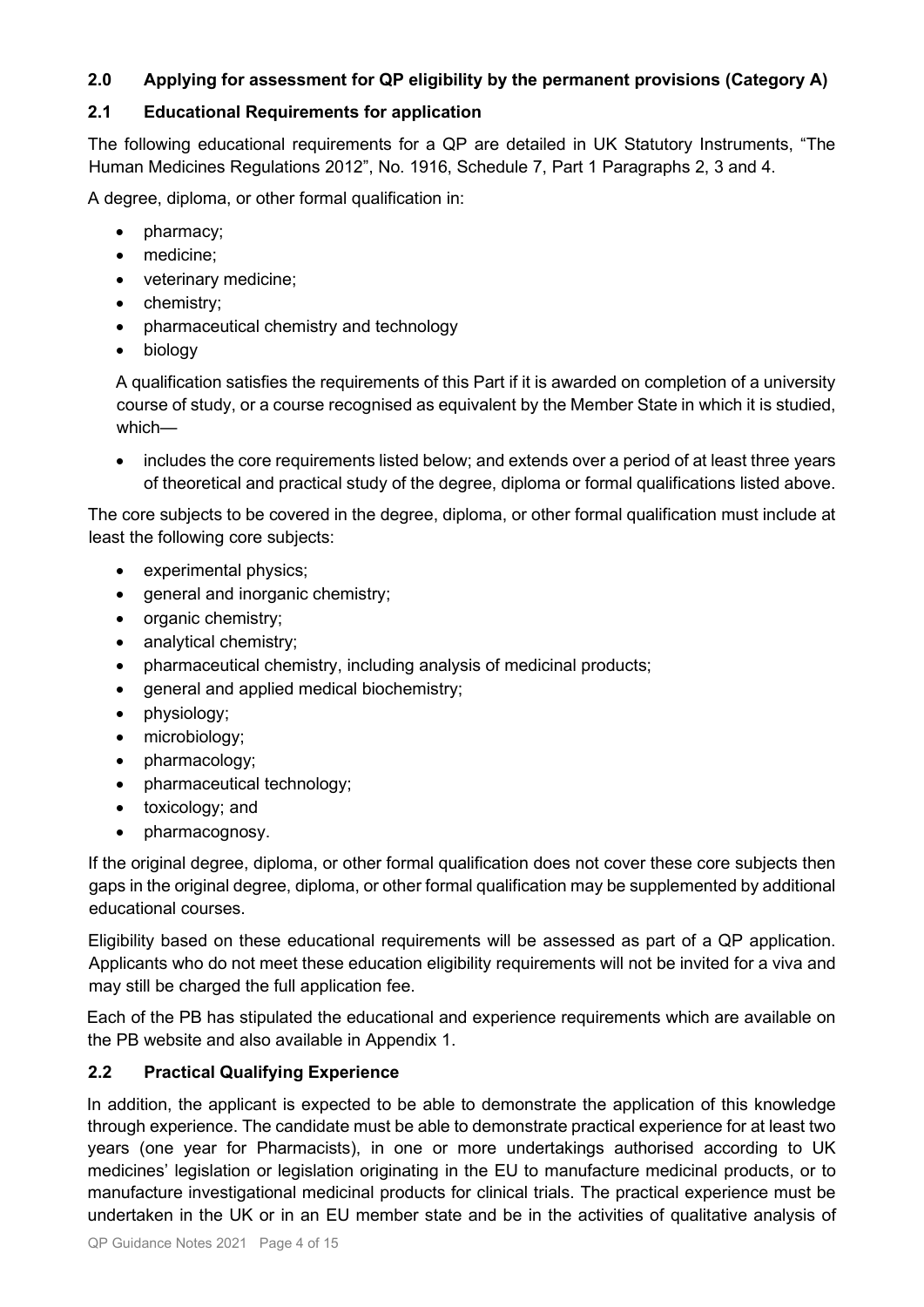## 2.0 Applying for assessment for QP eligibility by the permanent provisions (Category A)

### 2.1 Educational Requirements for application

The following educational requirements for a QP are detailed in UK Statutory Instruments, "The Human Medicines Regulations 2012", No. 1916, Schedule 7, Part 1 Paragraphs 2, 3 and 4.

A degree, diploma, or other formal qualification in:

- pharmacy;
- medicine;
- veterinary medicine;
- chemistry;
- pharmaceutical chemistry and technology
- biology

A qualification satisfies the requirements of this Part if it is awarded on completion of a university course of study, or a course recognised as equivalent by the Member State in which it is studied, which—

- includes the core requirements listed below; and extends over a period of at least three years of theoretical and practical study of the degree, diploma or formal qualifications listed above.

The core subjects to be covered in the degree, diploma, or other formal qualification must include at least the following core subjects:

- experimental physics;
- general and inorganic chemistry;
- organic chemistry;
- analytical chemistry;
- pharmaceutical chemistry, including analysis of medicinal products;
- general and applied medical biochemistry;
- physiology;
- microbiology;
- pharmacology;
- pharmaceutical technology;
- toxicology; and
- pharmacognosy.

If the original degree, diploma, or other formal qualification does not cover these core subjects then gaps in the original degree, diploma, or other formal qualification may be supplemented by additional educational courses.

Eligibility based on these educational requirements will be assessed as part of a QP application. Applicants who do not meet these education eligibility requirements will not be invited for a viva and may still be charged the full application fee.

Each of the PB has stipulated the educational and experience requirements which are available on the PB website and also available in Appendix 1.

### 2.2 Practical Qualifying Experience

In addition, the applicant is expected to be able to demonstrate the application of this knowledge through experience. The candidate must be able to demonstrate practical experience for at least two years (one year for Pharmacists), in one or more undertakings authorised according to UK medicines' legislation or legislation originating in the EU to manufacture medicinal products, or to manufacture investigational medicinal products for clinical trials. The practical experience must be undertaken in the UK or in an EU member state and be in the activities of qualitative analysis of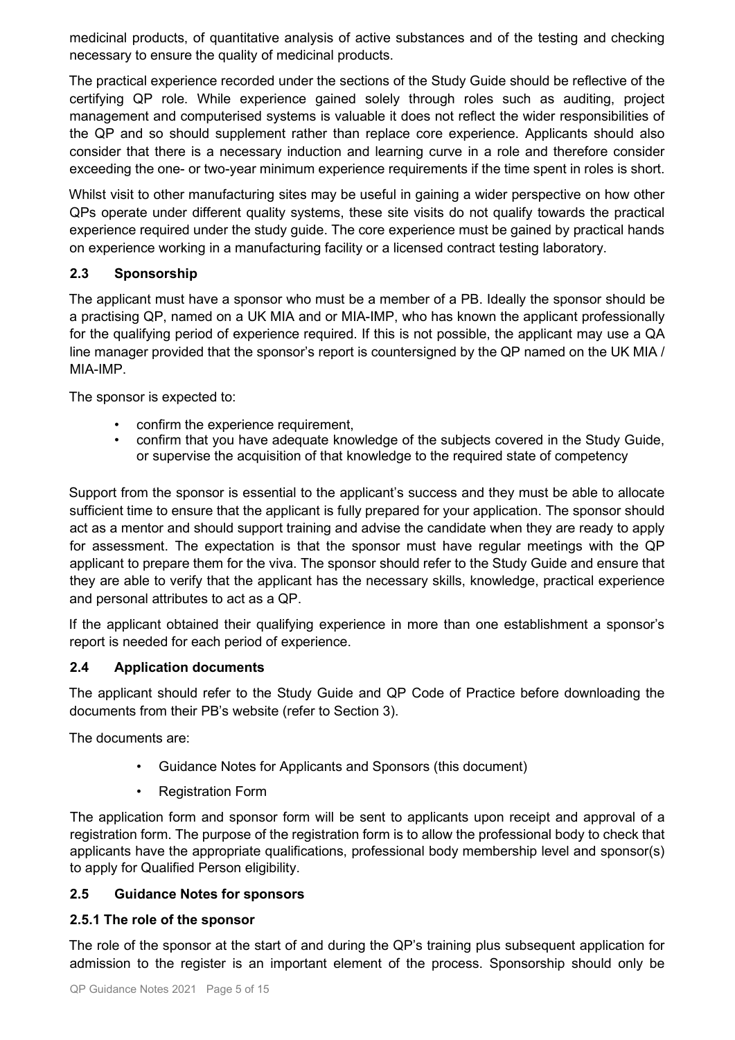medicinal products, of quantitative analysis of active substances and of the testing and checking necessary to ensure the quality of medicinal products.

The practical experience recorded under the sections of the Study Guide should be reflective of the certifying QP role. While experience gained solely through roles such as auditing, project management and computerised systems is valuable it does not reflect the wider responsibilities of the QP and so should supplement rather than replace core experience. Applicants should also consider that there is a necessary induction and learning curve in a role and therefore consider exceeding the one- or two-year minimum experience requirements if the time spent in roles is short.

Whilst visit to other manufacturing sites may be useful in gaining a wider perspective on how other QPs operate under different quality systems, these site visits do not qualify towards the practical experience required under the study guide. The core experience must be gained by practical hands on experience working in a manufacturing facility or a licensed contract testing laboratory.

### 2.3 Sponsorship

The applicant must have a sponsor who must be a member of a PB. Ideally the sponsor should be a practising QP, named on a UK MIA and or MIA-IMP, who has known the applicant professionally for the qualifying period of experience required. If this is not possible, the applicant may use a QA line manager provided that the sponsor's report is countersigned by the QP named on the UK MIA / MIA-IMP.

The sponsor is expected to:

- confirm the experience requirement,
- confirm that you have adequate knowledge of the subjects covered in the Study Guide, or supervise the acquisition of that knowledge to the required state of competency

Support from the sponsor is essential to the applicant's success and they must be able to allocate sufficient time to ensure that the applicant is fully prepared for your application. The sponsor should act as a mentor and should support training and advise the candidate when they are ready to apply for assessment. The expectation is that the sponsor must have regular meetings with the QP applicant to prepare them for the viva. The sponsor should refer to the Study Guide and ensure that they are able to verify that the applicant has the necessary skills, knowledge, practical experience and personal attributes to act as a QP.

If the applicant obtained their qualifying experience in more than one establishment a sponsor's report is needed for each period of experience.

### 2.4 Application documents

The applicant should refer to the Study Guide and QP Code of Practice before downloading the documents from their PB's website (refer to Section 3).

The documents are:

- Guidance Notes for Applicants and Sponsors (this document)
- Registration Form

The application form and sponsor form will be sent to applicants upon receipt and approval of a registration form. The purpose of the registration form is to allow the professional body to check that applicants have the appropriate qualifications, professional body membership level and sponsor(s) to apply for Qualified Person eligibility.

### 2.5 Guidance Notes for sponsors

#### 2.5.1 The role of the sponsor

The role of the sponsor at the start of and during the QP's training plus subsequent application for admission to the register is an important element of the process. Sponsorship should only be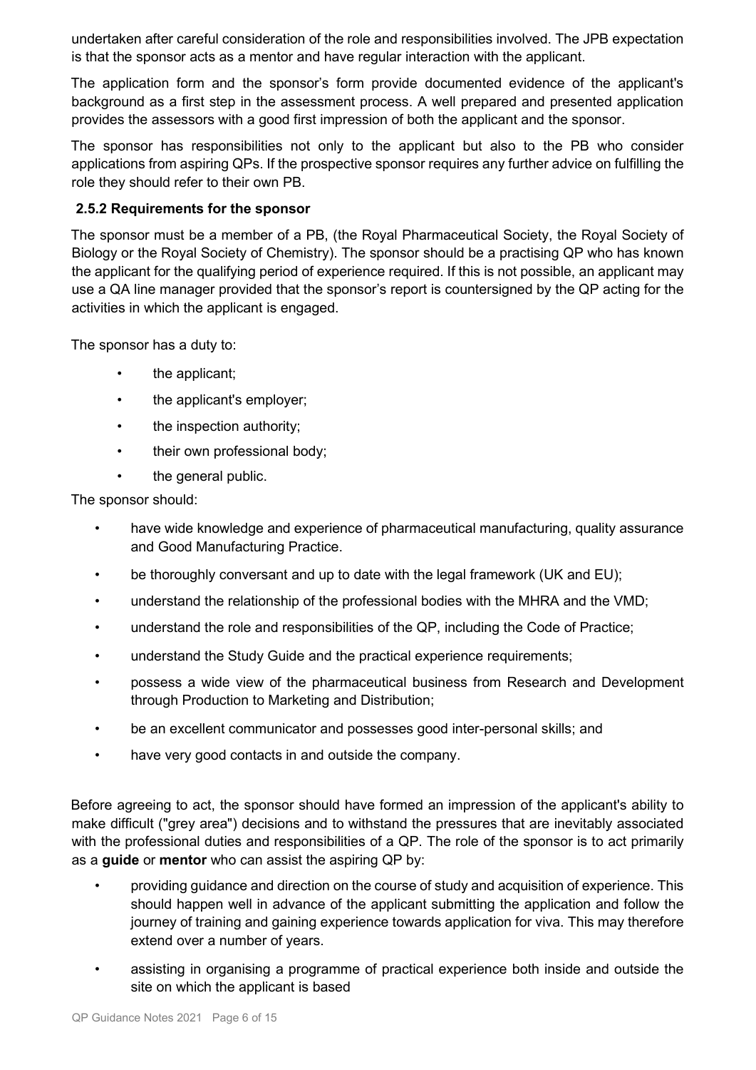undertaken after careful consideration of the role and responsibilities involved. The JPB expectation is that the sponsor acts as a mentor and have regular interaction with the applicant.

The application form and the sponsor's form provide documented evidence of the applicant's background as a first step in the assessment process. A well prepared and presented application provides the assessors with a good first impression of both the applicant and the sponsor.

The sponsor has responsibilities not only to the applicant but also to the PB who consider applications from aspiring QPs. If the prospective sponsor requires any further advice on fulfilling the role they should refer to their own PB.

#### 2.5.2 Requirements for the sponsor

The sponsor must be a member of a PB, (the Royal Pharmaceutical Society, the Royal Society of Biology or the Royal Society of Chemistry). The sponsor should be a practising QP who has known the applicant for the qualifying period of experience required. If this is not possible, an applicant may use a QA line manager provided that the sponsor's report is countersigned by the QP acting for the activities in which the applicant is engaged.

The sponsor has a duty to:

- the applicant;
- the applicant's employer;
- the inspection authority;
- their own professional body;
- the general public.

The sponsor should:

- have wide knowledge and experience of pharmaceutical manufacturing, quality assurance and Good Manufacturing Practice.
- be thoroughly conversant and up to date with the legal framework (UK and EU);
- understand the relationship of the professional bodies with the MHRA and the VMD;
- understand the role and responsibilities of the QP, including the Code of Practice;
- understand the Study Guide and the practical experience requirements;
- possess a wide view of the pharmaceutical business from Research and Development through Production to Marketing and Distribution;
- be an excellent communicator and possesses good inter-personal skills; and
- have very good contacts in and outside the company.

Before agreeing to act, the sponsor should have formed an impression of the applicant's ability to make difficult ("grey area") decisions and to withstand the pressures that are inevitably associated with the professional duties and responsibilities of a QP. The role of the sponsor is to act primarily as a **guide** or **mentor** who can assist the aspiring QP by:

- providing guidance and direction on the course of study and acquisition of experience. This should happen well in advance of the applicant submitting the application and follow the journey of training and gaining experience towards application for viva. This may therefore extend over a number of years.
- assisting in organising a programme of practical experience both inside and outside the site on which the applicant is based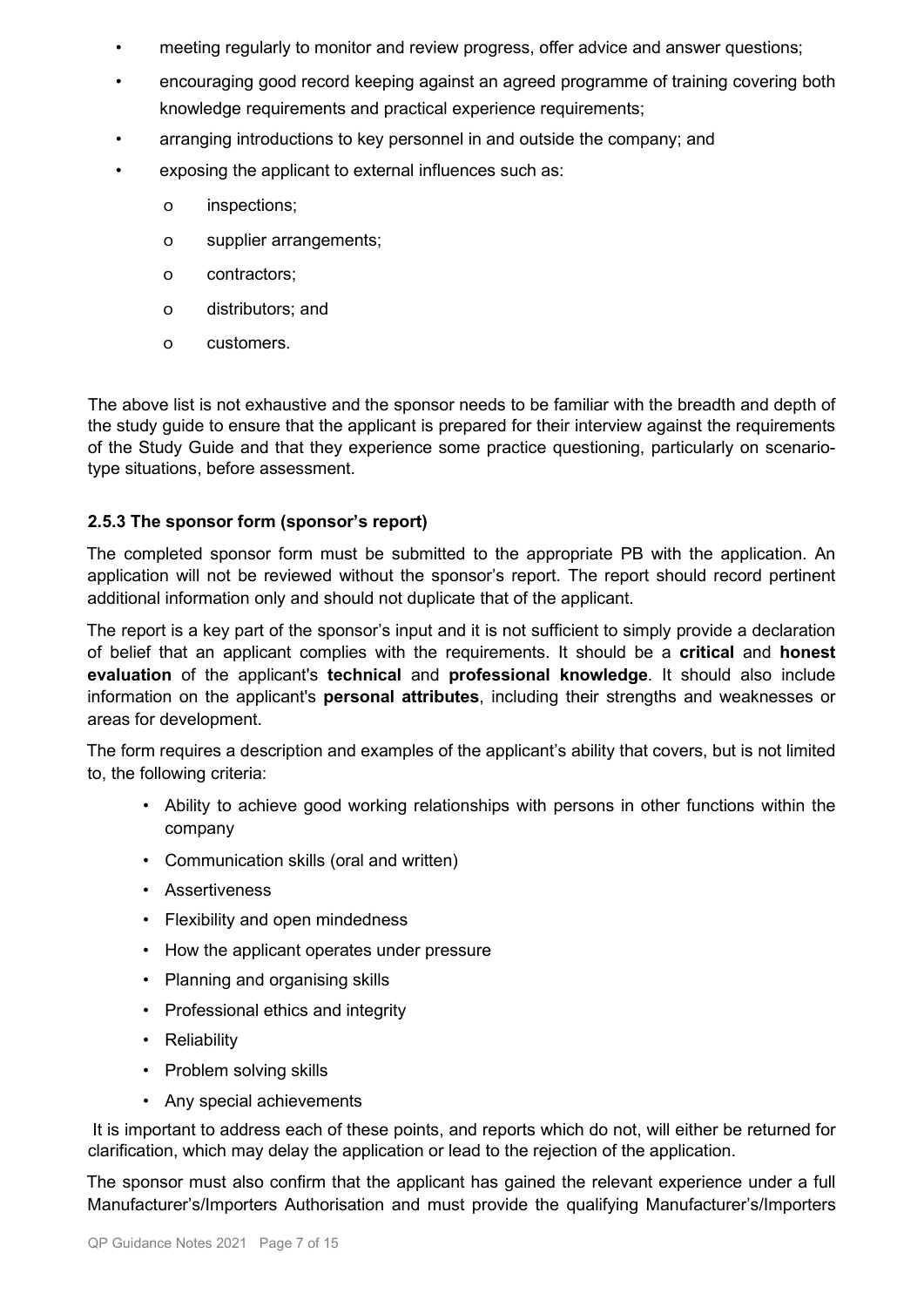- meeting regularly to monitor and review progress, offer advice and answer questions;
- encouraging good record keeping against an agreed programme of training covering both knowledge requirements and practical experience requirements;
- arranging introductions to key personnel in and outside the company; and
- exposing the applicant to external influences such as:
    - inspections;
    - supplier arrangements;
    - contractors;
    - distributors; and
    - customers.

The above list is not exhaustive and the sponsor needs to be familiar with the breadth and depth of the study guide to ensure that the applicant is prepared for their interview against the requirements of the Study Guide and that they experience some practice questioning, particularly on scenario-type situations, before assessment.

### 2.5.3 The sponsor form (sponsor's report)

The completed sponsor form must be submitted to the appropriate PB with the application. An application will not be reviewed without the sponsor's report. The report should record pertinent additional information only and should not duplicate that of the applicant.

The report is a key part of the sponsor's input and it is not sufficient to simply provide a declaration of belief that an applicant complies with the requirements. It should be a **critical** and **honest evaluation** of the applicant's **technical** and **professional knowledge**. It should also include information on the applicant's **personal attributes**, including their strengths and weaknesses or areas for development.

The form requires a description and examples of the applicant's ability that covers, but is not limited to, the following criteria:

- Ability to achieve good working relationships with persons in other functions within the company
- Communication skills (oral and written)
- Assertiveness
- Flexibility and open mindedness
- How the applicant operates under pressure
- Planning and organising skills
- Professional ethics and integrity
- Reliability
- Problem solving skills
- Any special achievements

It is important to address each of these points, and reports which do not, will either be returned for clarification, which may delay the application or lead to the rejection of the application.

The sponsor must also confirm that the applicant has gained the relevant experience under a full Manufacturer's/Importers Authorisation and must provide the qualifying Manufacturer's/Importers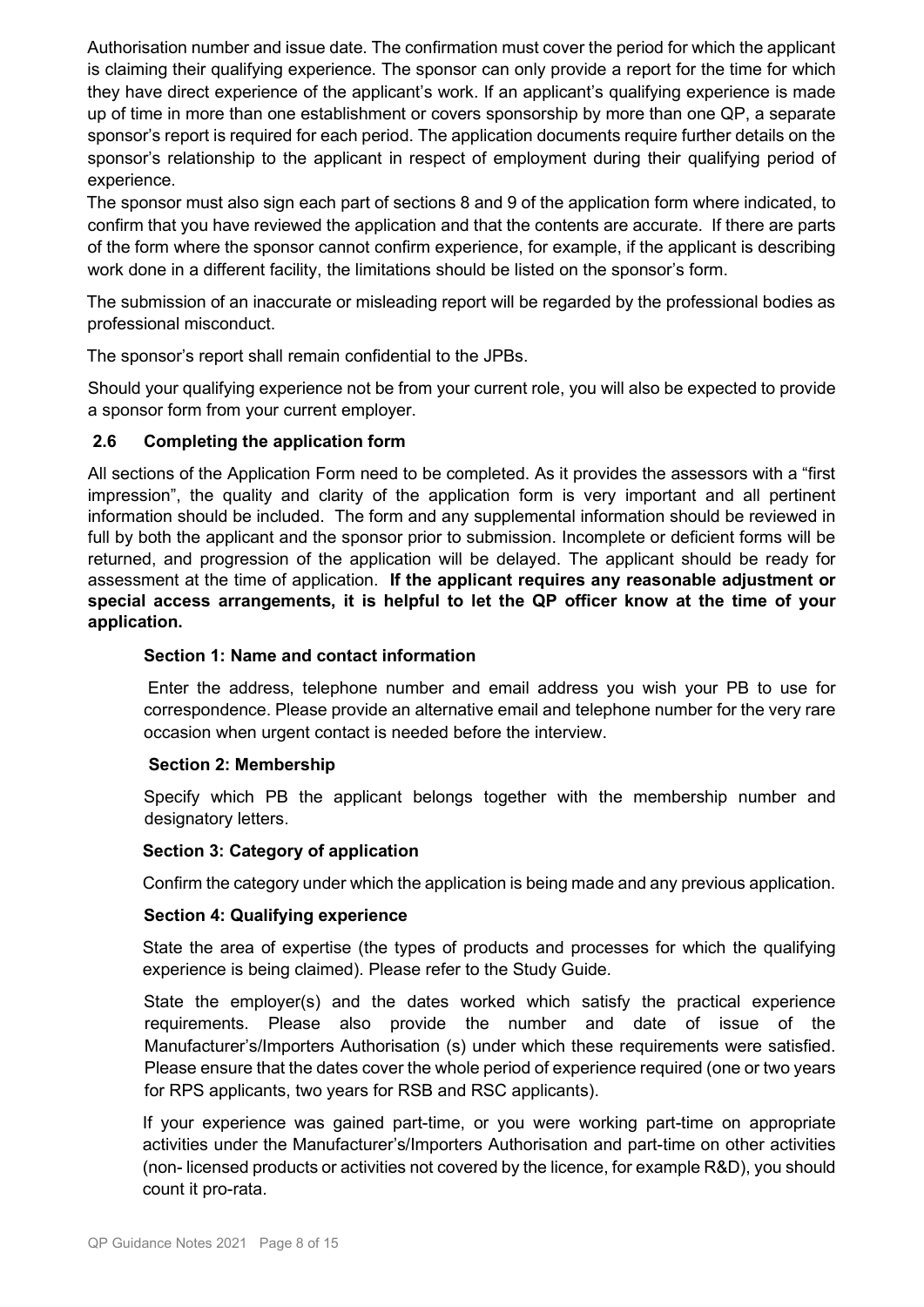Authorisation number and issue date. The confirmation must cover the period for which the applicant is claiming their qualifying experience. The sponsor can only provide a report for the time for which they have direct experience of the applicant's work. If an applicant's qualifying experience is made up of time in more than one establishment or covers sponsorship by more than one QP, a separate sponsor's report is required for each period. The application documents require further details on the sponsor's relationship to the applicant in respect of employment during their qualifying period of experience.

The sponsor must also sign each part of sections 8 and 9 of the application form where indicated, to confirm that you have reviewed the application and that the contents are accurate. If there are parts of the form where the sponsor cannot confirm experience, for example, if the applicant is describing work done in a different facility, the limitations should be listed on the sponsor's form.

The submission of an inaccurate or misleading report will be regarded by the professional bodies as professional misconduct.

The sponsor's report shall remain confidential to the JPBs.

Should your qualifying experience not be from your current role, you will also be expected to provide a sponsor form from your current employer.

### 2.6 Completing the application form

All sections of the Application Form need to be completed. As it provides the assessors with a "first impression", the quality and clarity of the application form is very important and all pertinent information should be included. The form and any supplemental information should be reviewed in full by both the applicant and the sponsor prior to submission. Incomplete or deficient forms will be returned, and progression of the application will be delayed. The applicant should be ready for assessment at the time of application. **If the applicant requires any reasonable adjustment or special access arrangements, it is helpful to let the QP officer know at the time of your application.**

#### Section 1: Name and contact information

Enter the address, telephone number and email address you wish your PB to use for correspondence. Please provide an alternative email and telephone number for the very rare occasion when urgent contact is needed before the interview.

#### Section 2: Membership

Specify which PB the applicant belongs together with the membership number and designatory letters.

#### Section 3: Category of application

Confirm the category under which the application is being made and any previous application.

#### Section 4: Qualifying experience

State the area of expertise (the types of products and processes for which the qualifying experience is being claimed). Please refer to the Study Guide.

State the employer(s) and the dates worked which satisfy the practical experience requirements. Please also provide the number and date of issue of the Manufacturer's/Importers Authorisation (s) under which these requirements were satisfied. Please ensure that the dates cover the whole period of experience required (one or two years for RPS applicants, two years for RSB and RSC applicants).

If your experience was gained part-time, or you were working part-time on appropriate activities under the Manufacturer's/Importers Authorisation and part-time on other activities (non- licensed products or activities not covered by the licence, for example R&D), you should count it pro-rata.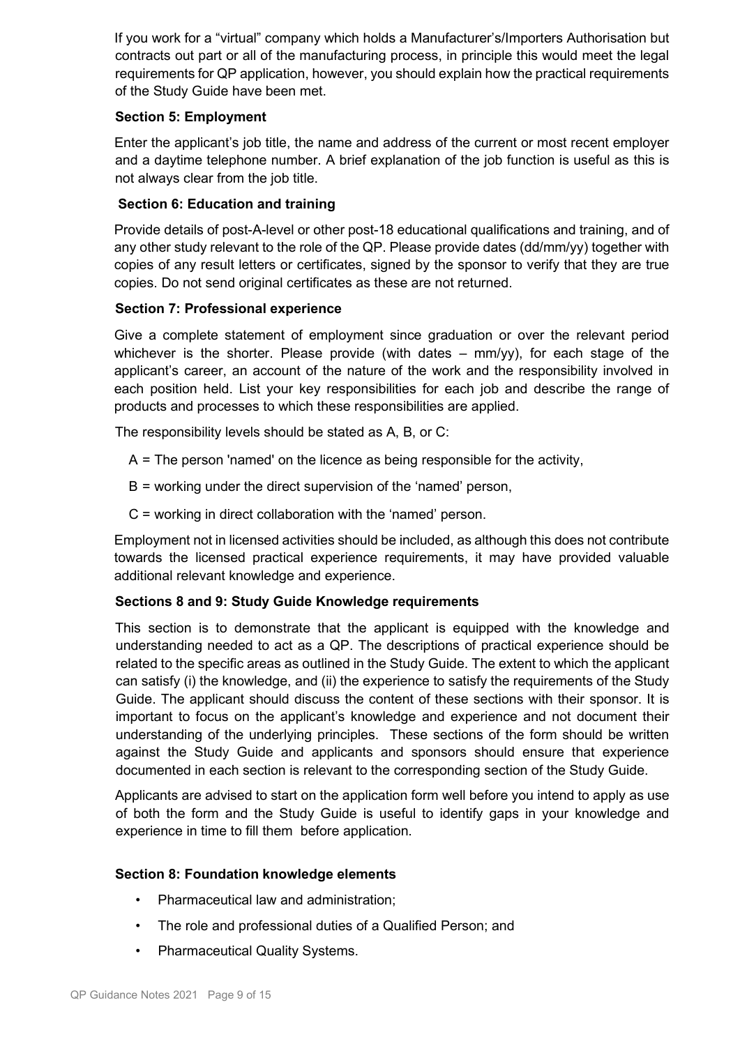If you work for a "virtual" company which holds a Manufacturer's/Importers Authorisation but contracts out part or all of the manufacturing process, in principle this would meet the legal requirements for QP application, however, you should explain how the practical requirements of the Study Guide have been met.

### Section 5: Employment

Enter the applicant's job title, the name and address of the current or most recent employer and a daytime telephone number. A brief explanation of the job function is useful as this is not always clear from the job title.

### Section 6: Education and training

Provide details of post-A-level or other post-18 educational qualifications and training, and of any other study relevant to the role of the QP. Please provide dates (dd/mm/yy) together with copies of any result letters or certificates, signed by the sponsor to verify that they are true copies. Do not send original certificates as these are not returned.

### Section 7: Professional experience

Give a complete statement of employment since graduation or over the relevant period whichever is the shorter. Please provide (with dates – mm/yy), for each stage of the applicant's career, an account of the nature of the work and the responsibility involved in each position held. List your key responsibilities for each job and describe the range of products and processes to which these responsibilities are applied.

The responsibility levels should be stated as A, B, or C:

- A = The person 'named' on the licence as being responsible for the activity,
- B = working under the direct supervision of the 'named' person,
- C = working in direct collaboration with the 'named' person.

Employment not in licensed activities should be included, as although this does not contribute towards the licensed practical experience requirements, it may have provided valuable additional relevant knowledge and experience.

### Sections 8 and 9: Study Guide Knowledge requirements

This section is to demonstrate that the applicant is equipped with the knowledge and understanding needed to act as a QP. The descriptions of practical experience should be related to the specific areas as outlined in the Study Guide. The extent to which the applicant can satisfy (i) the knowledge, and (ii) the experience to satisfy the requirements of the Study Guide. The applicant should discuss the content of these sections with their sponsor. It is important to focus on the applicant's knowledge and experience and not document their understanding of the underlying principles. These sections of the form should be written against the Study Guide and applicants and sponsors should ensure that experience documented in each section is relevant to the corresponding section of the Study Guide.

Applicants are advised to start on the application form well before you intend to apply as use of both the form and the Study Guide is useful to identify gaps in your knowledge and experience in time to fill them before application.

### Section 8: Foundation knowledge elements

- Pharmaceutical law and administration;
- The role and professional duties of a Qualified Person; and
- Pharmaceutical Quality Systems.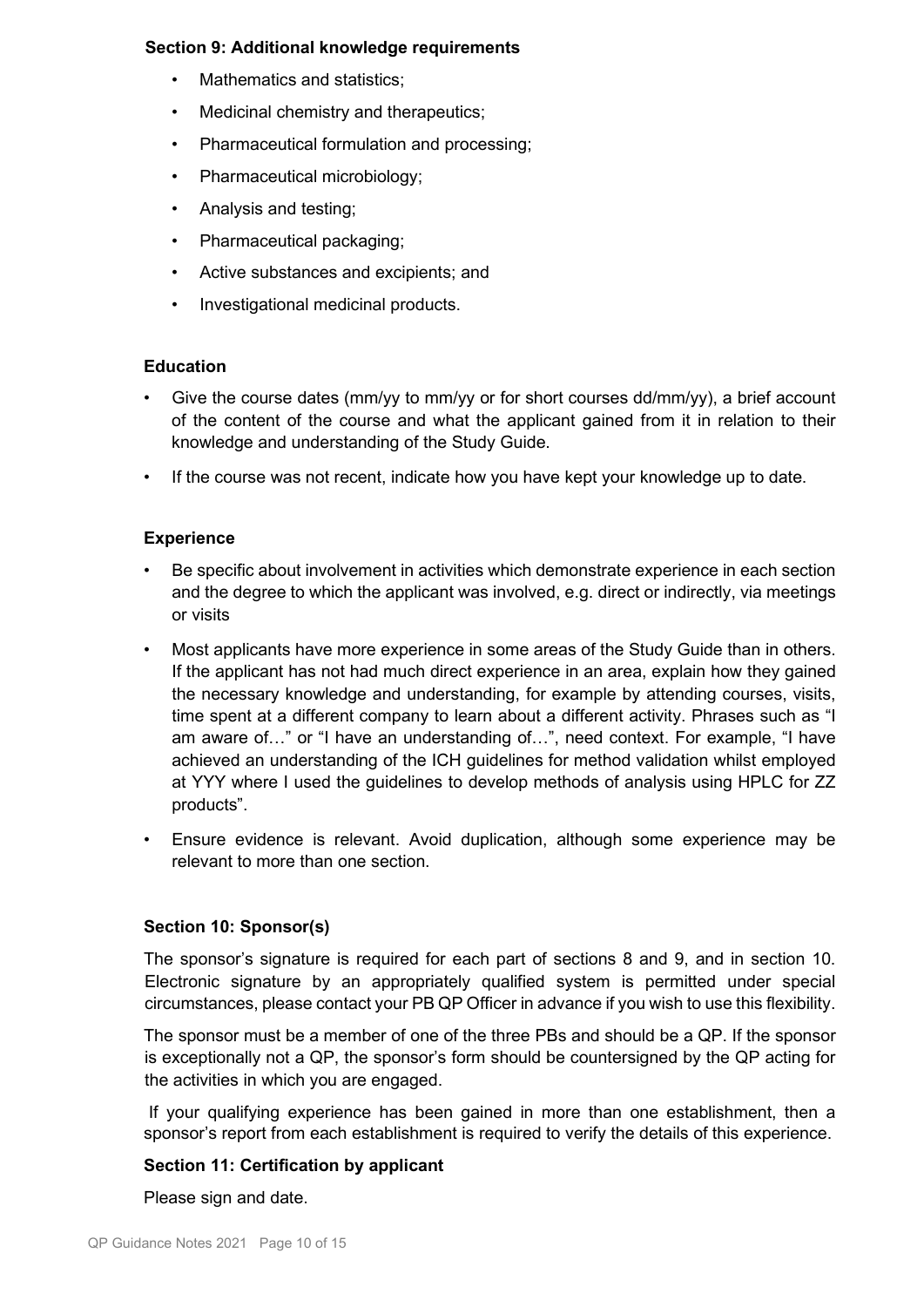**Section 9: Additional knowledge requirements**

- Mathematics and statistics;
- Medicinal chemistry and therapeutics;
- Pharmaceutical formulation and processing;
- Pharmaceutical microbiology;
- Analysis and testing;
- Pharmaceutical packaging;
- Active substances and excipients; and
- Investigational medicinal products.

**Education**

- Give the course dates (mm/yy to mm/yy or for short courses dd/mm/yy), a brief account of the content of the course and what the applicant gained from it in relation to their knowledge and understanding of the Study Guide.
- If the course was not recent, indicate how you have kept your knowledge up to date.

**Experience**

- Be specific about involvement in activities which demonstrate experience in each section and the degree to which the applicant was involved, e.g. direct or indirectly, via meetings or visits
- Most applicants have more experience in some areas of the Study Guide than in others. If the applicant has not had much direct experience in an area, explain how they gained the necessary knowledge and understanding, for example by attending courses, visits, time spent at a different company to learn about a different activity. Phrases such as "I am aware of…" or "I have an understanding of…", need context. For example, "I have achieved an understanding of the ICH guidelines for method validation whilst employed at YYY where I used the guidelines to develop methods of analysis using HPLC for ZZ products".
- Ensure evidence is relevant. Avoid duplication, although some experience may be relevant to more than one section.

**Section 10: Sponsor(s)**

The sponsor's signature is required for each part of sections 8 and 9, and in section 10. Electronic signature by an appropriately qualified system is permitted under special circumstances, please contact your PB QP Officer in advance if you wish to use this flexibility.

The sponsor must be a member of one of the three PBs and should be a QP. If the sponsor is exceptionally not a QP, the sponsor's form should be countersigned by the QP acting for the activities in which you are engaged.

If your qualifying experience has been gained in more than one establishment, then a sponsor's report from each establishment is required to verify the details of this experience.

**Section 11: Certification by applicant**

Please sign and date.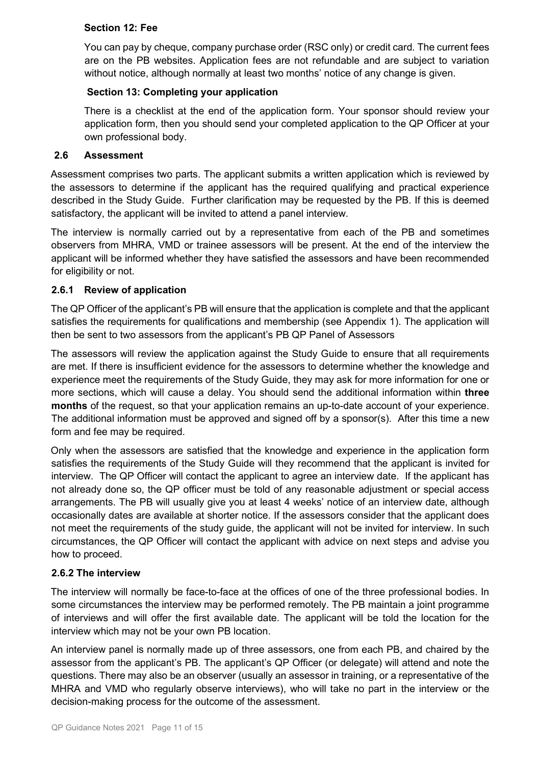**Section 12: Fee**

You can pay by cheque, company purchase order (RSC only) or credit card. The current fees are on the PB websites. Application fees are not refundable and are subject to variation without notice, although normally at least two months' notice of any change is given.

**Section 13: Completing your application**

There is a checklist at the end of the application form. Your sponsor should review your application form, then you should send your completed application to the QP Officer at your own professional body.

## 2.6 Assessment

Assessment comprises two parts. The applicant submits a written application which is reviewed by the assessors to determine if the applicant has the required qualifying and practical experience described in the Study Guide. Further clarification may be requested by the PB. If this is deemed satisfactory, the applicant will be invited to attend a panel interview.

The interview is normally carried out by a representative from each of the PB and sometimes observers from MHRA, VMD or trainee assessors will be present. At the end of the interview the applicant will be informed whether they have satisfied the assessors and have been recommended for eligibility or not.

### 2.6.1 Review of application

The QP Officer of the applicant's PB will ensure that the application is complete and that the applicant satisfies the requirements for qualifications and membership (see Appendix 1). The application will then be sent to two assessors from the applicant's PB QP Panel of Assessors

The assessors will review the application against the Study Guide to ensure that all requirements are met. If there is insufficient evidence for the assessors to determine whether the knowledge and experience meet the requirements of the Study Guide, they may ask for more information for one or more sections, which will cause a delay. You should send the additional information within **three months** of the request, so that your application remains an up-to-date account of your experience. The additional information must be approved and signed off by a sponsor(s). After this time a new form and fee may be required.

Only when the assessors are satisfied that the knowledge and experience in the application form satisfies the requirements of the Study Guide will they recommend that the applicant is invited for interview. The QP Officer will contact the applicant to agree an interview date. If the applicant has not already done so, the QP officer must be told of any reasonable adjustment or special access arrangements. The PB will usually give you at least 4 weeks' notice of an interview date, although occasionally dates are available at shorter notice. If the assessors consider that the applicant does not meet the requirements of the study guide, the applicant will not be invited for interview. In such circumstances, the QP Officer will contact the applicant with advice on next steps and advise you how to proceed.

### 2.6.2 The interview

The interview will normally be face-to-face at the offices of one of the three professional bodies. In some circumstances the interview may be performed remotely. The PB maintain a joint programme of interviews and will offer the first available date. The applicant will be told the location for the interview which may not be your own PB location.

An interview panel is normally made up of three assessors, one from each PB, and chaired by the assessor from the applicant's PB. The applicant's QP Officer (or delegate) will attend and note the questions. There may also be an observer (usually an assessor in training, or a representative of the MHRA and VMD who regularly observe interviews), who will take no part in the interview or the decision-making process for the outcome of the assessment.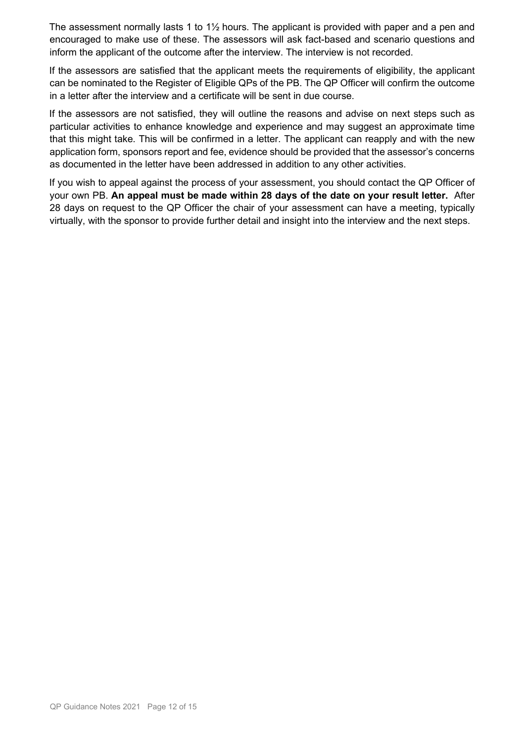The assessment normally lasts 1 to 1½ hours. The applicant is provided with paper and a pen and encouraged to make use of these. The assessors will ask fact-based and scenario questions and inform the applicant of the outcome after the interview. The interview is not recorded.

If the assessors are satisfied that the applicant meets the requirements of eligibility, the applicant can be nominated to the Register of Eligible QPs of the PB. The QP Officer will confirm the outcome in a letter after the interview and a certificate will be sent in due course.

If the assessors are not satisfied, they will outline the reasons and advise on next steps such as particular activities to enhance knowledge and experience and may suggest an approximate time that this might take. This will be confirmed in a letter. The applicant can reapply and with the new application form, sponsors report and fee, evidence should be provided that the assessor's concerns as documented in the letter have been addressed in addition to any other activities.

If you wish to appeal against the process of your assessment, you should contact the QP Officer of your own PB. **An appeal must be made within 28 days of the date on your result letter.** After 28 days on request to the QP Officer the chair of your assessment can have a meeting, typically virtually, with the sponsor to provide further detail and insight into the interview and the next steps.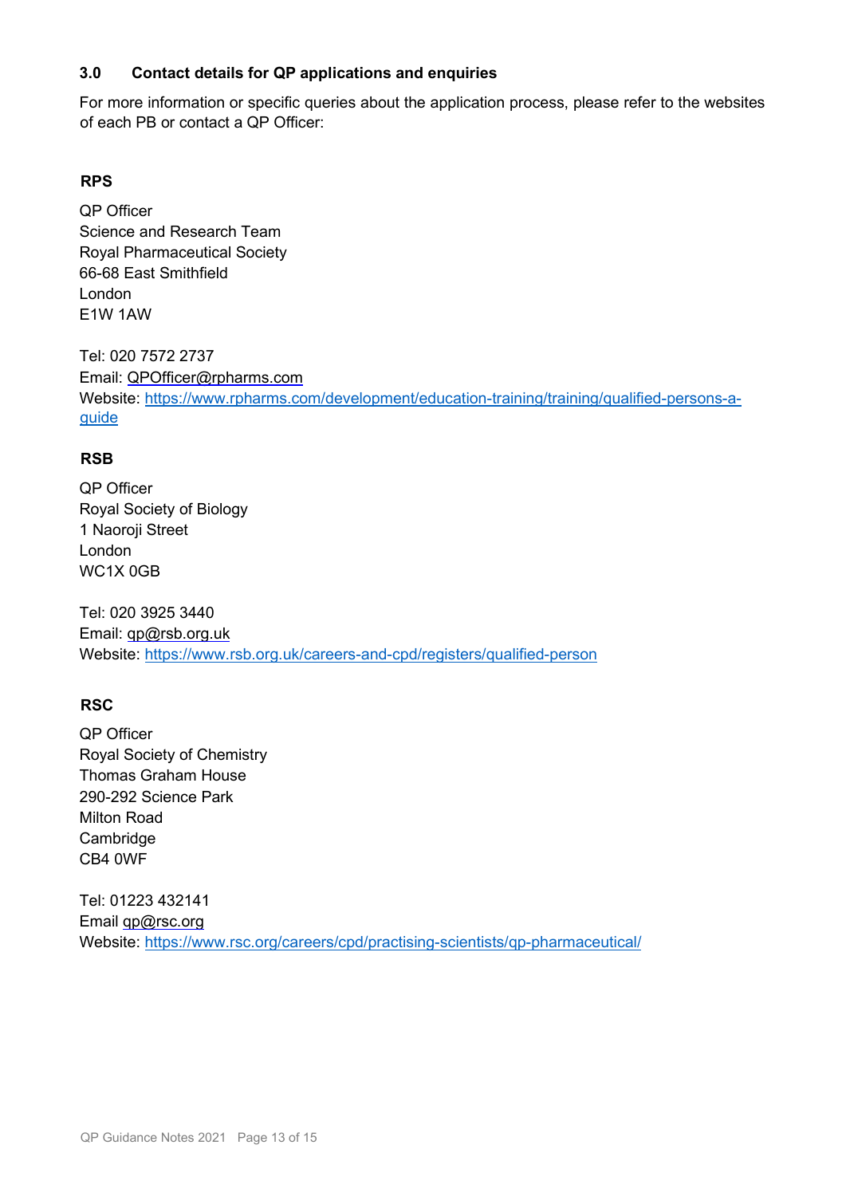## 3.0 Contact details for QP applications and enquiries

For more information or specific queries about the application process, please refer to the websites of each PB or contact a QP Officer:

### RPS

QP Officer
Science and Research Team
Royal Pharmaceutical Society
66-68 East Smithfield
London
E1W 1AW

Tel: 020 7572 2737
Email: QPOfficer@rpharms.com
Website: https://www.rpharms.com/development/education-training/training/qualified-persons-a-guide

### RSB

QP Officer
Royal Society of Biology
1 Naoroji Street
London
WC1X 0GB

Tel: 020 3925 3440
Email: qp@rsb.org.uk
Website: https://www.rsb.org.uk/careers-and-cpd/registers/qualified-person

### RSC

QP Officer
Royal Society of Chemistry
Thomas Graham House
290-292 Science Park
Milton Road
Cambridge
CB4 0WF

Tel: 01223 432141
Email qp@rsc.org
Website: https://www.rsc.org/careers/cpd/practising-scientists/qp-pharmaceutical/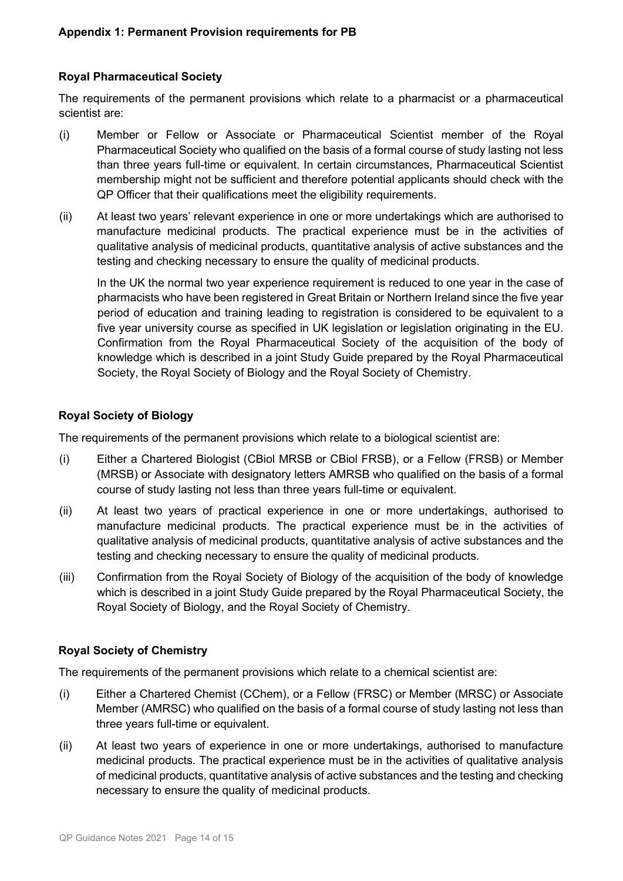## Appendix 1: Permanent Provision requirements for PB

### Royal Pharmaceutical Society

The requirements of the permanent provisions which relate to a pharmacist or a pharmaceutical scientist are:

(i) Member or Fellow or Associate or Pharmaceutical Scientist member of the Royal Pharmaceutical Society who qualified on the basis of a formal course of study lasting not less than three years full-time or equivalent. In certain circumstances, Pharmaceutical Scientist membership might not be sufficient and therefore potential applicants should check with the QP Officer that their qualifications meet the eligibility requirements.

(ii) At least two years' relevant experience in one or more undertakings which are authorised to manufacture medicinal products. The practical experience must be in the activities of qualitative analysis of medicinal products, quantitative analysis of active substances and the testing and checking necessary to ensure the quality of medicinal products.

In the UK the normal two year experience requirement is reduced to one year in the case of pharmacists who have been registered in Great Britain or Northern Ireland since the five year period of education and training leading to registration is considered to be equivalent to a five year university course as specified in UK legislation or legislation originating in the EU. Confirmation from the Royal Pharmaceutical Society of the acquisition of the body of knowledge which is described in a joint Study Guide prepared by the Royal Pharmaceutical Society, the Royal Society of Biology and the Royal Society of Chemistry.

### Royal Society of Biology

The requirements of the permanent provisions which relate to a biological scientist are:

(i) Either a Chartered Biologist (CBiol MRSB or CBiol FRSB), or a Fellow (FRSB) or Member (MRSB) or Associate with designatory letters AMRSB who qualified on the basis of a formal course of study lasting not less than three years full-time or equivalent.

(ii) At least two years of practical experience in one or more undertakings, authorised to manufacture medicinal products. The practical experience must be in the activities of qualitative analysis of medicinal products, quantitative analysis of active substances and the testing and checking necessary to ensure the quality of medicinal products.

(iii) Confirmation from the Royal Society of Biology of the acquisition of the body of knowledge which is described in a joint Study Guide prepared by the Royal Pharmaceutical Society, the Royal Society of Biology, and the Royal Society of Chemistry.

### Royal Society of Chemistry

The requirements of the permanent provisions which relate to a chemical scientist are:

(i) Either a Chartered Chemist (CChem), or a Fellow (FRSC) or Member (MRSC) or Associate Member (AMRSC) who qualified on the basis of a formal course of study lasting not less than three years full-time or equivalent.

(ii) At least two years of experience in one or more undertakings, authorised to manufacture medicinal products. The practical experience must be in the activities of qualitative analysis of medicinal products, quantitative analysis of active substances and the testing and checking necessary to ensure the quality of medicinal products.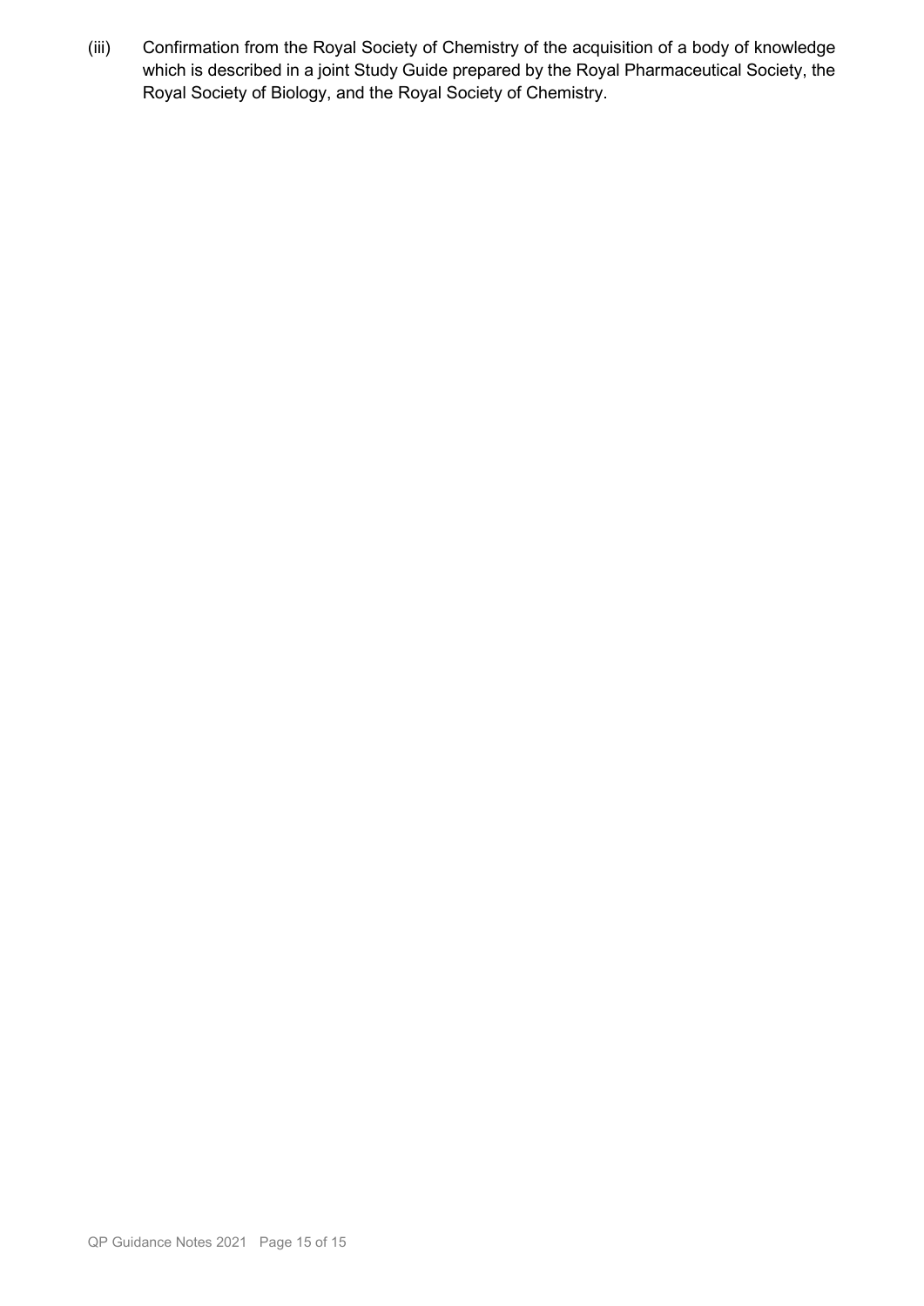(iii) Confirmation from the Royal Society of Chemistry of the acquisition of a body of knowledge which is described in a joint Study Guide prepared by the Royal Pharmaceutical Society, the Royal Society of Biology, and the Royal Society of Chemistry.